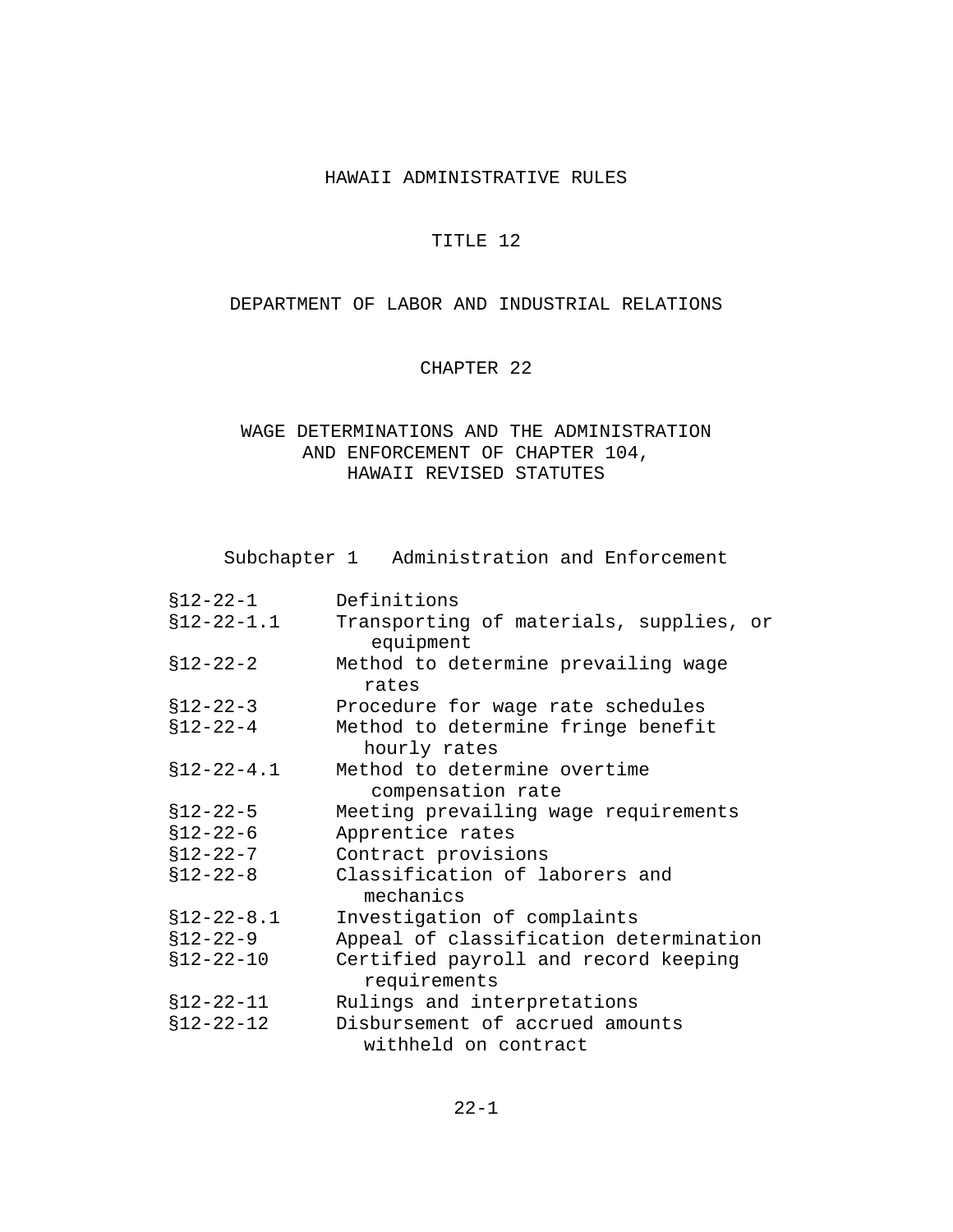# HAWAII ADMINISTRATIVE RULES

## TITLE 12

## DEPARTMENT OF LABOR AND INDUSTRIAL RELATIONS

## CHAPTER 22

## WAGE DETERMINATIONS AND THE ADMINISTRATION AND ENFORCEMENT OF CHAPTER 104, HAWAII REVISED STATUTES

### Subchapter 1 Administration and Enforcement

| | |
|---|---|
| §12-22-1 | Definitions |
| §12-22-1.1 | Transporting of materials, supplies, or equipment |
| §12-22-2 | Method to determine prevailing wage rates |
| §12-22-3 | Procedure for wage rate schedules |
| §12-22-4 | Method to determine fringe benefit hourly rates |
| §12-22-4.1 | Method to determine overtime compensation rate |
| §12-22-5 | Meeting prevailing wage requirements |
| §12-22-6 | Apprentice rates |
| §12-22-7 | Contract provisions |
| §12-22-8 | Classification of laborers and mechanics |
| §12-22-8.1 | Investigation of complaints |
| §12-22-9 | Appeal of classification determination |
| §12-22-10 | Certified payroll and record keeping requirements |
| §12-22-11 | Rulings and interpretations |
| §12-22-12 | Disbursement of accrued amounts withheld on contract |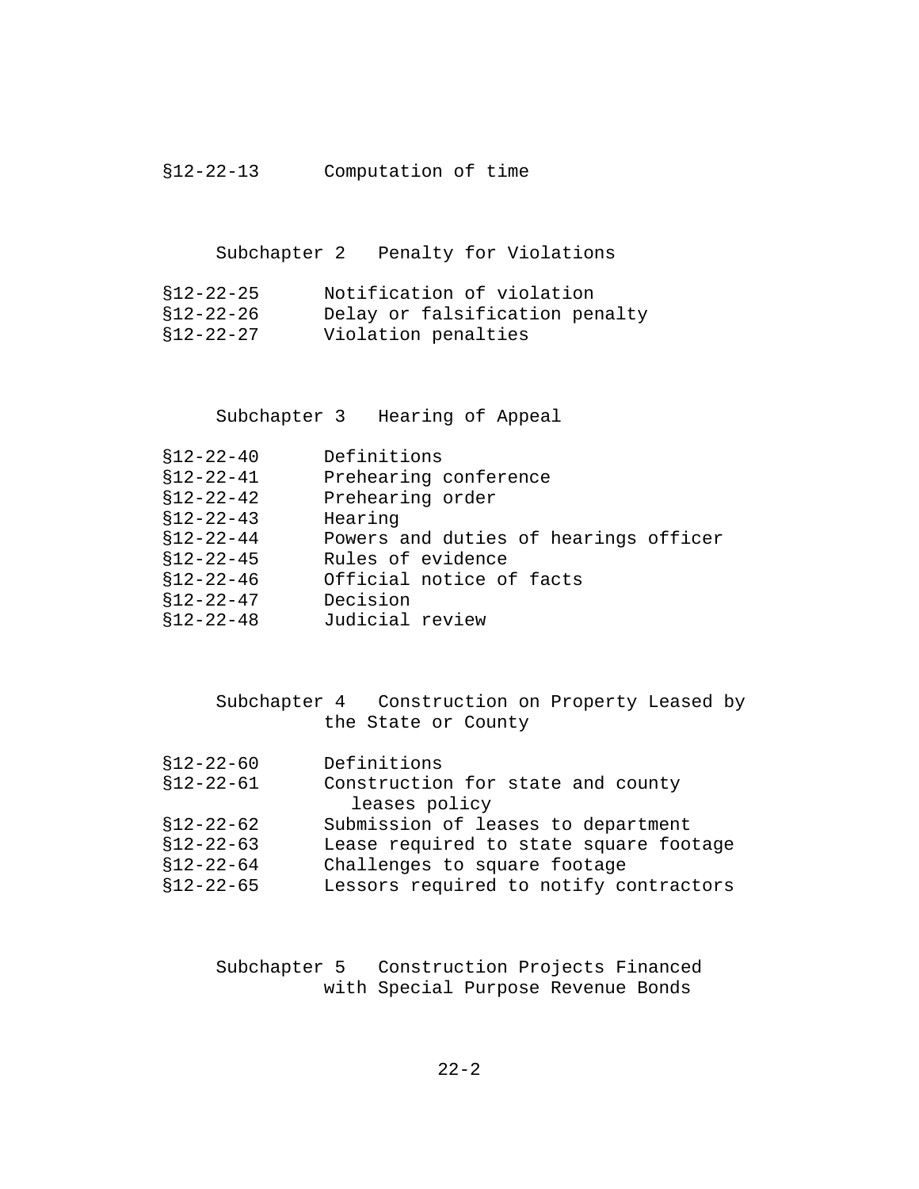§12-22-13 Computation of time

Subchapter 2 Penalty for Violations

§12-22-25 Notification of violation
§12-22-26 Delay or falsification penalty
§12-22-27 Violation penalties

Subchapter 3 Hearing of Appeal

§12-22-40 Definitions
§12-22-41 Prehearing conference
§12-22-42 Prehearing order
§12-22-43 Hearing
§12-22-44 Powers and duties of hearings officer
§12-22-45 Rules of evidence
§12-22-46 Official notice of facts
§12-22-47 Decision
§12-22-48 Judicial review

Subchapter 4 Construction on Property Leased by the State or County

§12-22-60 Definitions
§12-22-61 Construction for state and county leases policy
§12-22-62 Submission of leases to department
§12-22-63 Lease required to state square footage
§12-22-64 Challenges to square footage
§12-22-65 Lessors required to notify contractors

Subchapter 5 Construction Projects Financed with Special Purpose Revenue Bonds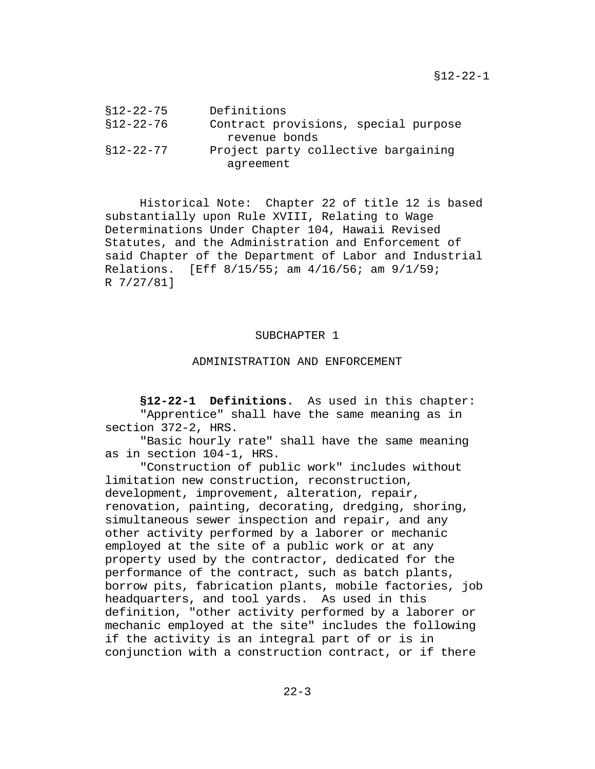| | |
|---|---|
| §12-22-75 | Definitions |
| §12-22-76 | Contract provisions, special purpose revenue bonds |
| §12-22-77 | Project party collective bargaining agreement |

Historical Note: Chapter 22 of title 12 is based substantially upon Rule XVIII, Relating to Wage Determinations Under Chapter 104, Hawaii Revised Statutes, and the Administration and Enforcement of said Chapter of the Department of Labor and Industrial Relations. [Eff 8/15/55; am 4/16/56; am 9/1/59; R 7/27/81]

## SUBCHAPTER 1

## ADMINISTRATION AND ENFORCEMENT

**§12-22-1 Definitions.** As used in this chapter:

"Apprentice" shall have the same meaning as in section 372-2, HRS.

"Basic hourly rate" shall have the same meaning as in section 104-1, HRS.

"Construction of public work" includes without limitation new construction, reconstruction, development, improvement, alteration, repair, renovation, painting, decorating, dredging, shoring, simultaneous sewer inspection and repair, and any other activity performed by a laborer or mechanic employed at the site of a public work or at any property used by the contractor, dedicated for the performance of the contract, such as batch plants, borrow pits, fabrication plants, mobile factories, job headquarters, and tool yards. As used in this definition, "other activity performed by a laborer or mechanic employed at the site" includes the following if the activity is an integral part of or is in conjunction with a construction contract, or if there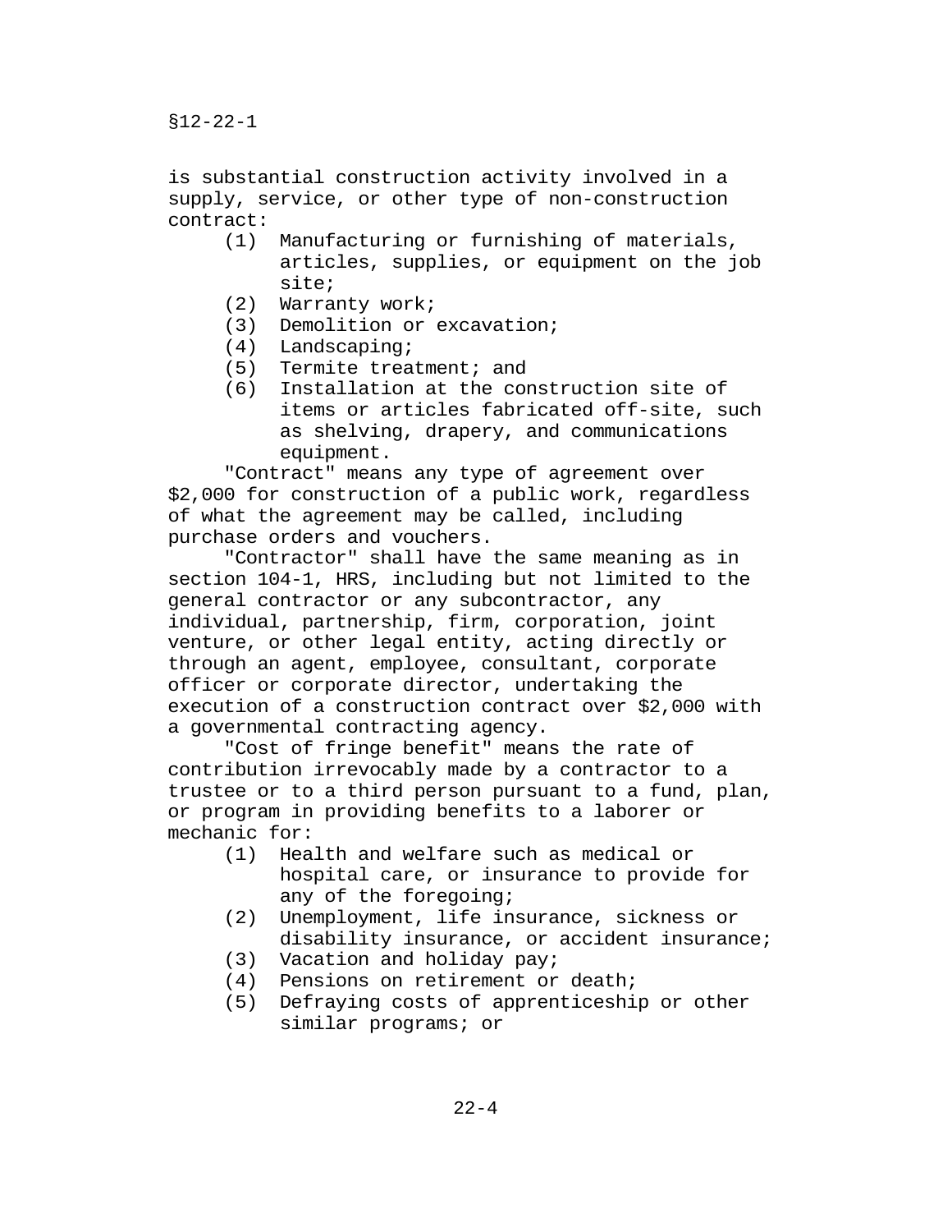is substantial construction activity involved in a supply, service, or other type of non-construction contract:

(1) Manufacturing or furnishing of materials, articles, supplies, or equipment on the job site;
(2) Warranty work;
(3) Demolition or excavation;
(4) Landscaping;
(5) Termite treatment; and
(6) Installation at the construction site of items or articles fabricated off-site, such as shelving, drapery, and communications equipment.

"Contract" means any type of agreement over $2,000 for construction of a public work, regardless of what the agreement may be called, including purchase orders and vouchers.

"Contractor" shall have the same meaning as in section 104-1, HRS, including but not limited to the general contractor or any subcontractor, any individual, partnership, firm, corporation, joint venture, or other legal entity, acting directly or through an agent, employee, consultant, corporate officer or corporate director, undertaking the execution of a construction contract over $2,000 with a governmental contracting agency.

"Cost of fringe benefit" means the rate of contribution irrevocably made by a contractor to a trustee or to a third person pursuant to a fund, plan, or program in providing benefits to a laborer or mechanic for:

(1) Health and welfare such as medical or hospital care, or insurance to provide for any of the foregoing;
(2) Unemployment, life insurance, sickness or disability insurance, or accident insurance;
(3) Vacation and holiday pay;
(4) Pensions on retirement or death;
(5) Defraying costs of apprenticeship or other similar programs; or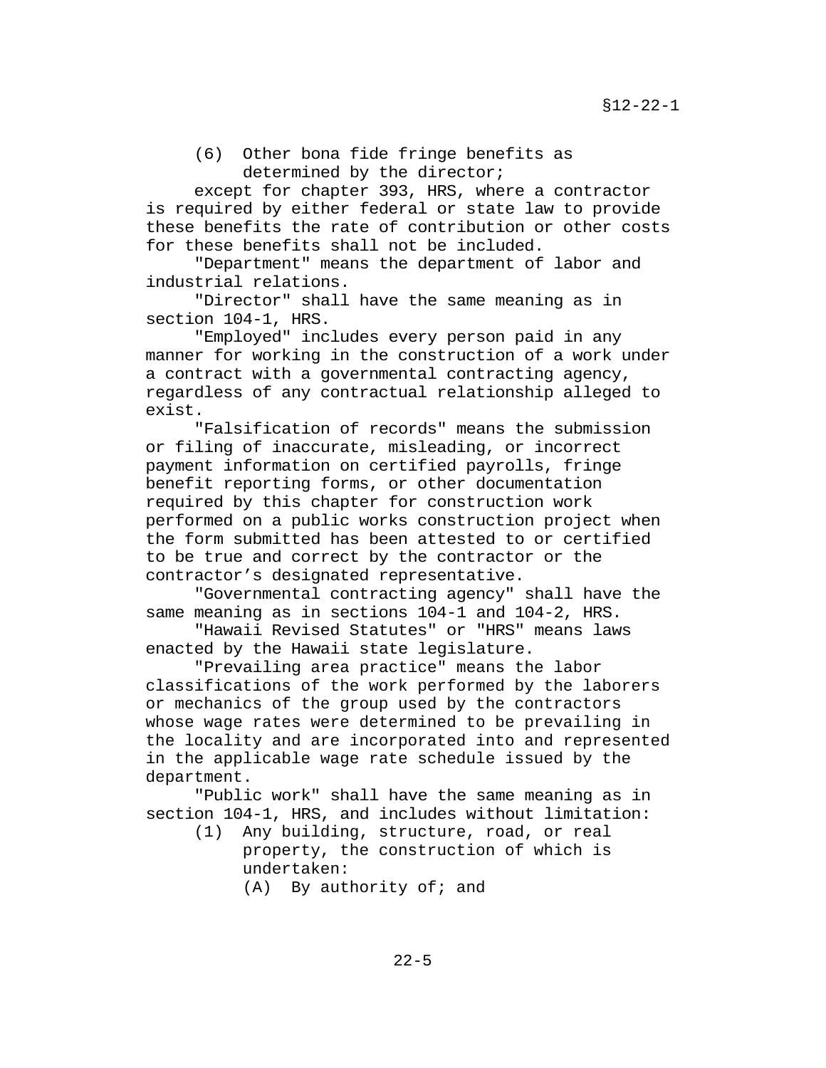(6) Other bona fide fringe benefits as determined by the director;

except for chapter 393, HRS, where a contractor is required by either federal or state law to provide these benefits the rate of contribution or other costs for these benefits shall not be included.

"Department" means the department of labor and industrial relations.

"Director" shall have the same meaning as in section 104-1, HRS.

"Employed" includes every person paid in any manner for working in the construction of a work under a contract with a governmental contracting agency, regardless of any contractual relationship alleged to exist.

"Falsification of records" means the submission or filing of inaccurate, misleading, or incorrect payment information on certified payrolls, fringe benefit reporting forms, or other documentation required by this chapter for construction work performed on a public works construction project when the form submitted has been attested to or certified to be true and correct by the contractor or the contractor's designated representative.

"Governmental contracting agency" shall have the same meaning as in sections 104-1 and 104-2, HRS.

"Hawaii Revised Statutes" or "HRS" means laws enacted by the Hawaii state legislature.

"Prevailing area practice" means the labor classifications of the work performed by the laborers or mechanics of the group used by the contractors whose wage rates were determined to be prevailing in the locality and are incorporated into and represented in the applicable wage rate schedule issued by the department.

"Public work" shall have the same meaning as in section 104-1, HRS, and includes without limitation:

(1) Any building, structure, road, or real property, the construction of which is undertaken:

   (A) By authority of; and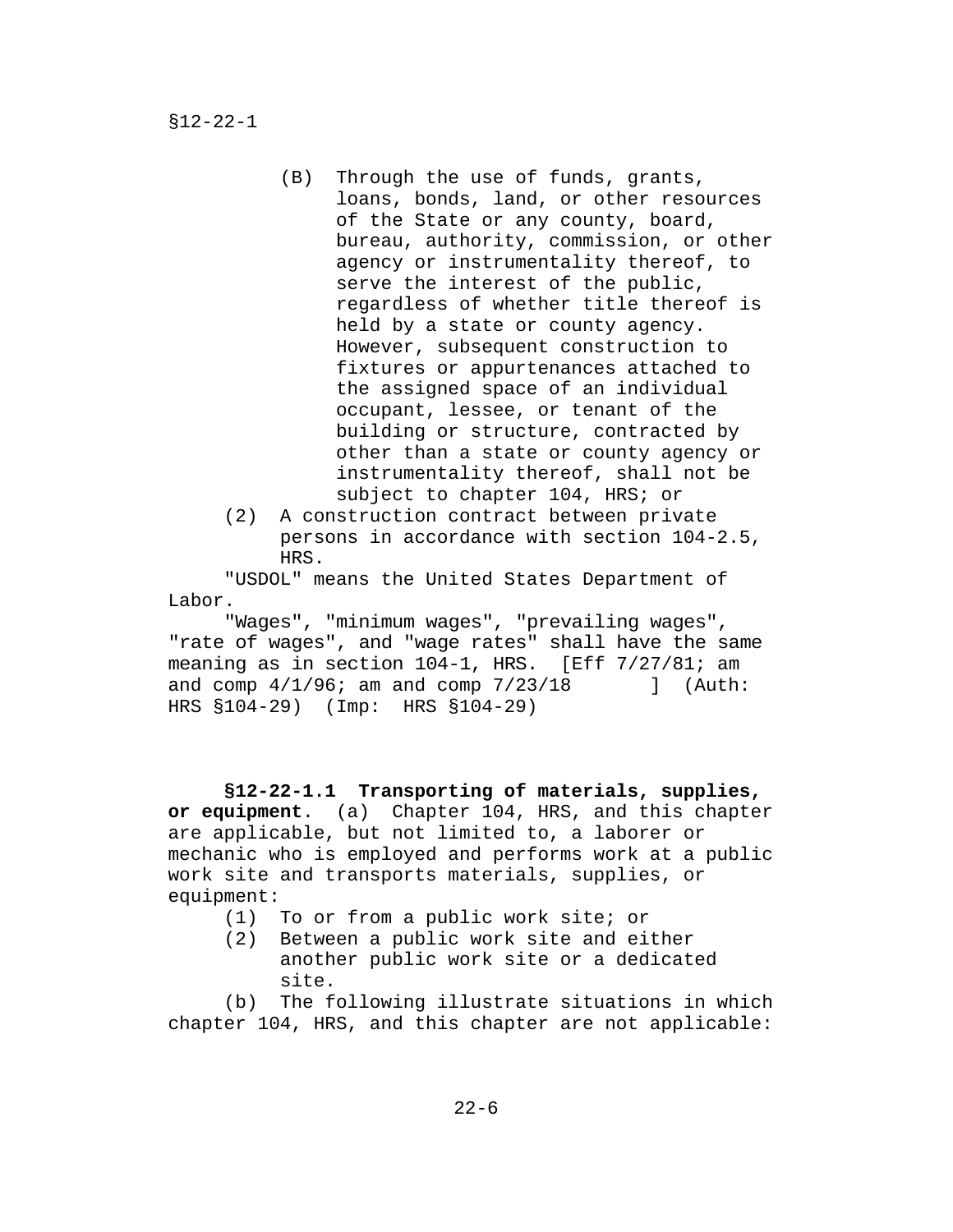(B) Through the use of funds, grants, loans, bonds, land, or other resources of the State or any county, board, bureau, authority, commission, or other agency or instrumentality thereof, to serve the interest of the public, regardless of whether title thereof is held by a state or county agency. However, subsequent construction to fixtures or appurtenances attached to the assigned space of an individual occupant, lessee, or tenant of the building or structure, contracted by other than a state or county agency or instrumentality thereof, shall not be subject to chapter 104, HRS; or

(2) A construction contract between private persons in accordance with section 104-2.5, HRS.

"USDOL" means the United States Department of Labor.

"Wages", "minimum wages", "prevailing wages", "rate of wages", and "wage rates" shall have the same meaning as in section 104-1, HRS. [Eff 7/27/81; am and comp 4/1/96; am and comp 7/23/18 ] (Auth: HRS §104-29) (Imp: HRS §104-29)

**§12-22-1.1 Transporting of materials, supplies, or equipment**. (a) Chapter 104, HRS, and this chapter are applicable, but not limited to, a laborer or mechanic who is employed and performs work at a public work site and transports materials, supplies, or equipment:

(1) To or from a public work site; or

(2) Between a public work site and either another public work site or a dedicated site.

(b) The following illustrate situations in which chapter 104, HRS, and this chapter are not applicable: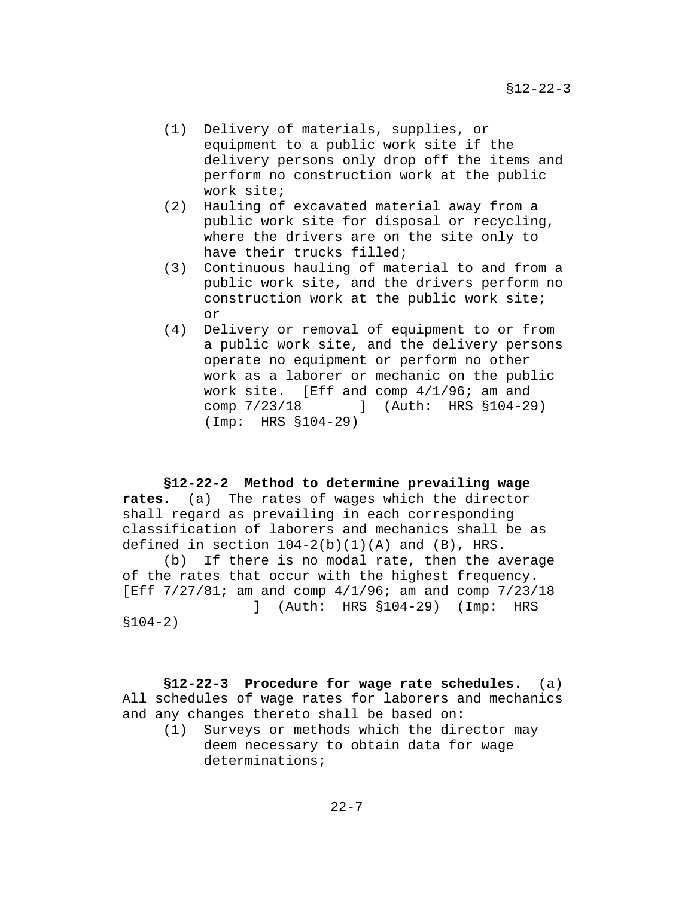(1) Delivery of materials, supplies, or equipment to a public work site if the delivery persons only drop off the items and perform no construction work at the public work site;
(2) Hauling of excavated material away from a public work site for disposal or recycling, where the drivers are on the site only to have their trucks filled;
(3) Continuous hauling of material to and from a public work site, and the drivers perform no construction work at the public work site; or
(4) Delivery or removal of equipment to or from a public work site, and the delivery persons operate no equipment or perform no other work as a laborer or mechanic on the public work site. [Eff and comp 4/1/96; am and comp 7/23/18 ] (Auth: HRS §104-29) (Imp: HRS §104-29)

**§12-22-2 Method to determine prevailing wage rates.** (a) The rates of wages which the director shall regard as prevailing in each corresponding classification of laborers and mechanics shall be as defined in section 104-2(b)(1)(A) and (B), HRS.

(b) If there is no modal rate, then the average of the rates that occur with the highest frequency. [Eff 7/27/81; am and comp 4/1/96; am and comp 7/23/18 ] (Auth: HRS §104-29) (Imp: HRS §104-2)

**§12-22-3 Procedure for wage rate schedules.** (a) All schedules of wage rates for laborers and mechanics and any changes thereto shall be based on:

(1) Surveys or methods which the director may deem necessary to obtain data for wage determinations;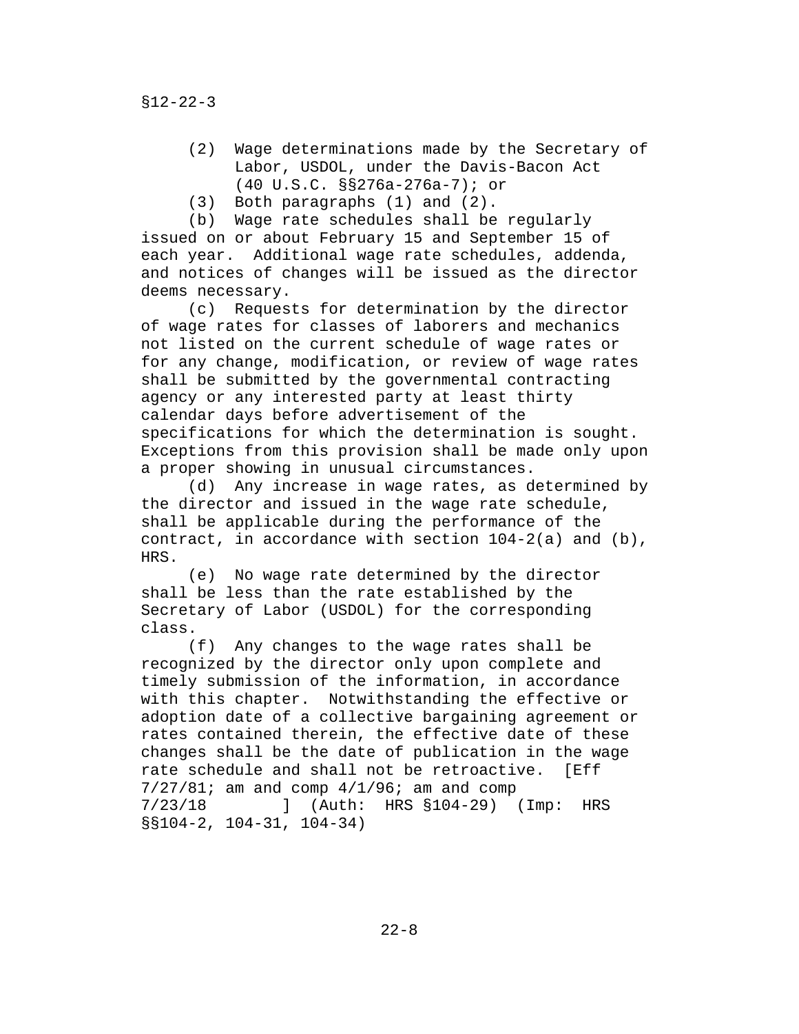(2) Wage determinations made by the Secretary of Labor, USDOL, under the Davis-Bacon Act (40 U.S.C. §§276a-276a-7); or

(3) Both paragraphs (1) and (2).

(b) Wage rate schedules shall be regularly issued on or about February 15 and September 15 of each year. Additional wage rate schedules, addenda, and notices of changes will be issued as the director deems necessary.

(c) Requests for determination by the director of wage rates for classes of laborers and mechanics not listed on the current schedule of wage rates or for any change, modification, or review of wage rates shall be submitted by the governmental contracting agency or any interested party at least thirty calendar days before advertisement of the specifications for which the determination is sought. Exceptions from this provision shall be made only upon a proper showing in unusual circumstances.

(d) Any increase in wage rates, as determined by the director and issued in the wage rate schedule, shall be applicable during the performance of the contract, in accordance with section 104-2(a) and (b), HRS.

(e) No wage rate determined by the director shall be less than the rate established by the Secretary of Labor (USDOL) for the corresponding class.

(f) Any changes to the wage rates shall be recognized by the director only upon complete and timely submission of the information, in accordance with this chapter. Notwithstanding the effective or adoption date of a collective bargaining agreement or rates contained therein, the effective date of these changes shall be the date of publication in the wage rate schedule and shall not be retroactive. [Eff 7/27/81; am and comp 4/1/96; am and comp 7/23/18 ] (Auth: HRS §104-29) (Imp: HRS §§104-2, 104-31, 104-34)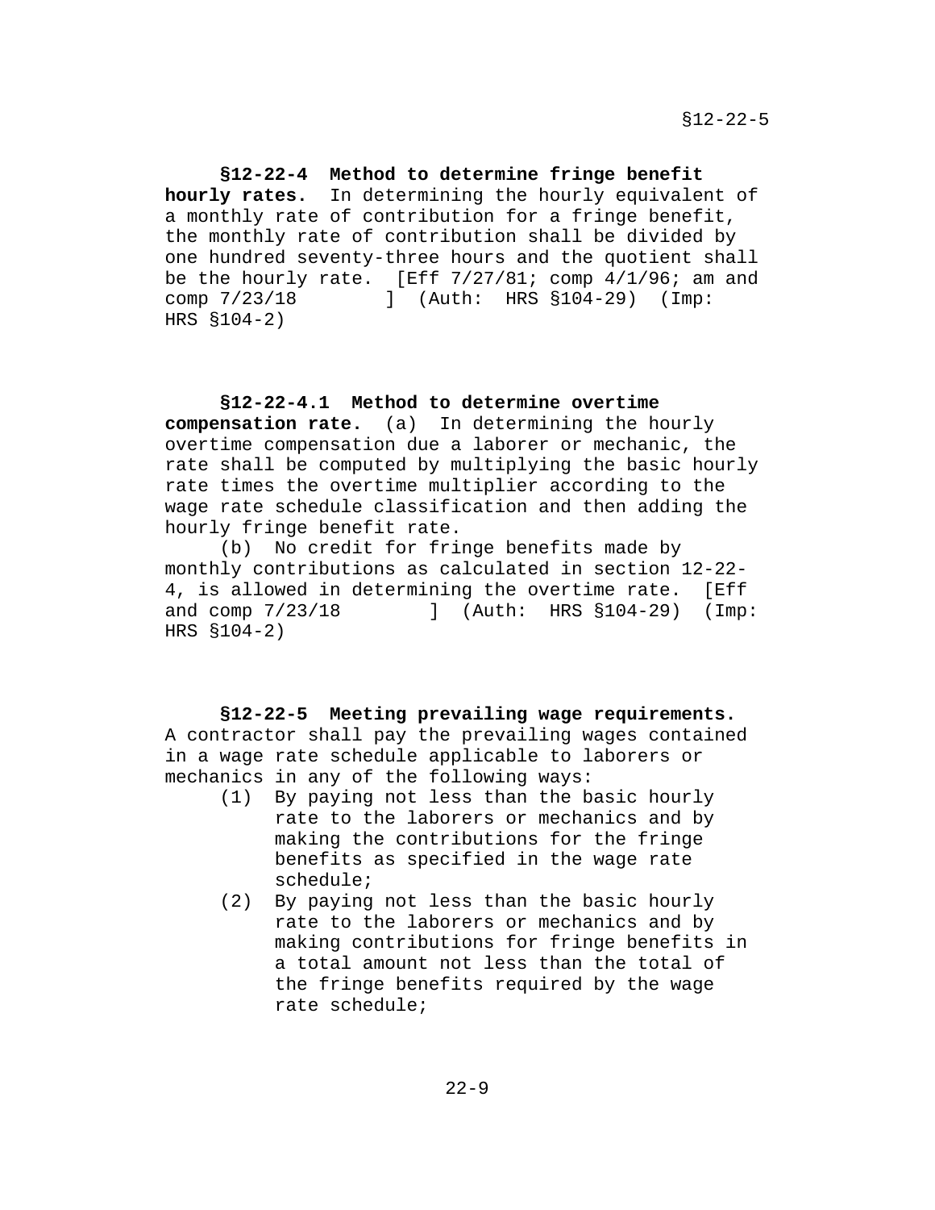**§12-22-4 Method to determine fringe benefit hourly rates.** In determining the hourly equivalent of a monthly rate of contribution for a fringe benefit, the monthly rate of contribution shall be divided by one hundred seventy-three hours and the quotient shall be the hourly rate. [Eff 7/27/81; comp 4/1/96; am and comp 7/23/18 ] (Auth: HRS §104-29) (Imp: HRS §104-2)

**§12-22-4.1 Method to determine overtime compensation rate.** (a) In determining the hourly overtime compensation due a laborer or mechanic, the rate shall be computed by multiplying the basic hourly rate times the overtime multiplier according to the wage rate schedule classification and then adding the hourly fringe benefit rate.

(b) No credit for fringe benefits made by monthly contributions as calculated in section 12-22-4, is allowed in determining the overtime rate. [Eff and comp 7/23/18 ] (Auth: HRS §104-29) (Imp: HRS §104-2)

**§12-22-5 Meeting prevailing wage requirements.** A contractor shall pay the prevailing wages contained in a wage rate schedule applicable to laborers or mechanics in any of the following ways:

(1) By paying not less than the basic hourly rate to the laborers or mechanics and by making the contributions for the fringe benefits as specified in the wage rate schedule;

(2) By paying not less than the basic hourly rate to the laborers or mechanics and by making contributions for fringe benefits in a total amount not less than the total of the fringe benefits required by the wage rate schedule;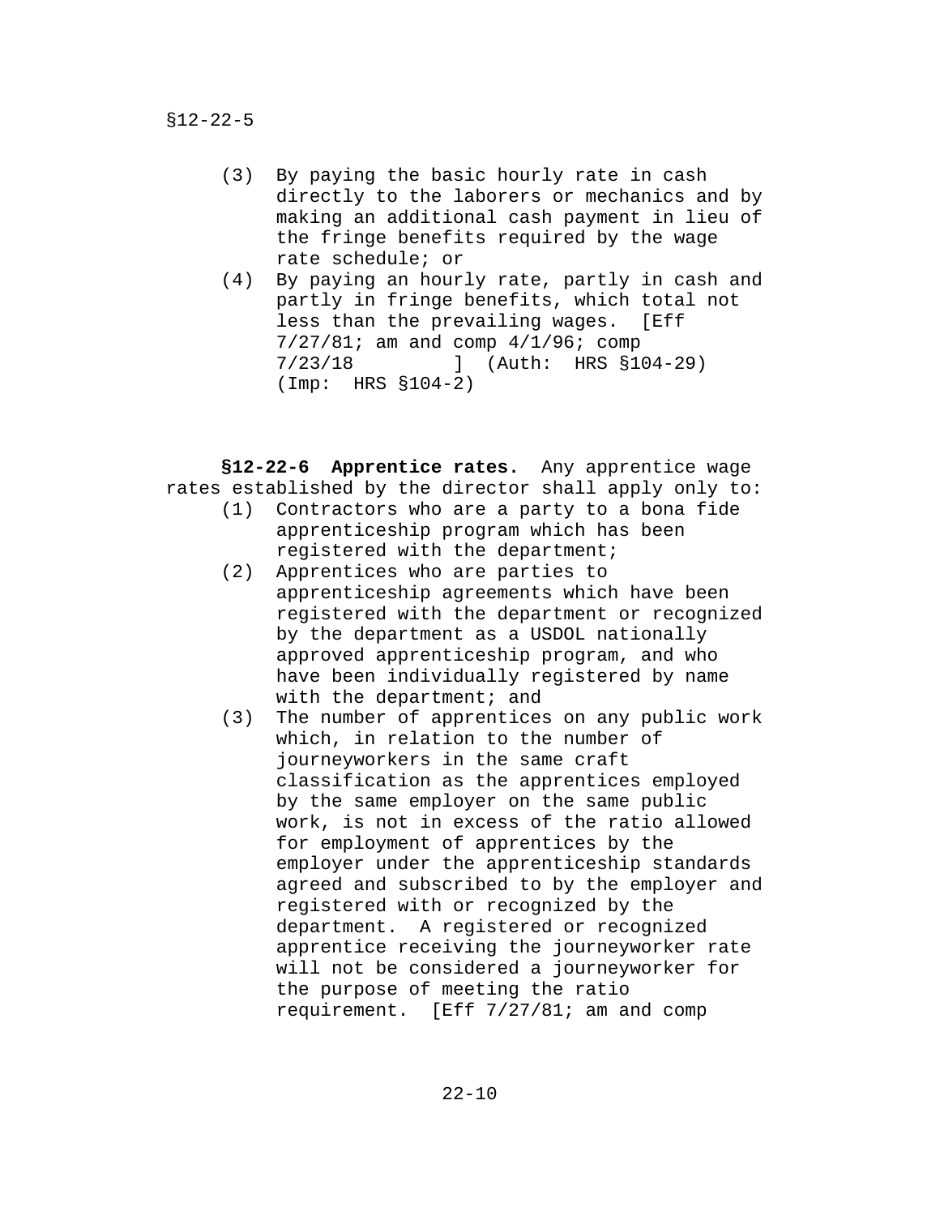(3) By paying the basic hourly rate in cash directly to the laborers or mechanics and by making an additional cash payment in lieu of the fringe benefits required by the wage rate schedule; or

(4) By paying an hourly rate, partly in cash and partly in fringe benefits, which total not less than the prevailing wages. [Eff 7/27/81; am and comp 4/1/96; comp 7/23/18 ] (Auth: HRS §104-29) (Imp: HRS §104-2)

**§12-22-6 Apprentice rates.** Any apprentice wage rates established by the director shall apply only to:

(1) Contractors who are a party to a bona fide apprenticeship program which has been registered with the department;

(2) Apprentices who are parties to apprenticeship agreements which have been registered with the department or recognized by the department as a USDOL nationally approved apprenticeship program, and who have been individually registered by name with the department; and

(3) The number of apprentices on any public work which, in relation to the number of journeyworkers in the same craft classification as the apprentices employed by the same employer on the same public work, is not in excess of the ratio allowed for employment of apprentices by the employer under the apprenticeship standards agreed and subscribed to by the employer and registered with or recognized by the department. A registered or recognized apprentice receiving the journeyworker rate will not be considered a journeyworker for the purpose of meeting the ratio requirement. [Eff 7/27/81; am and comp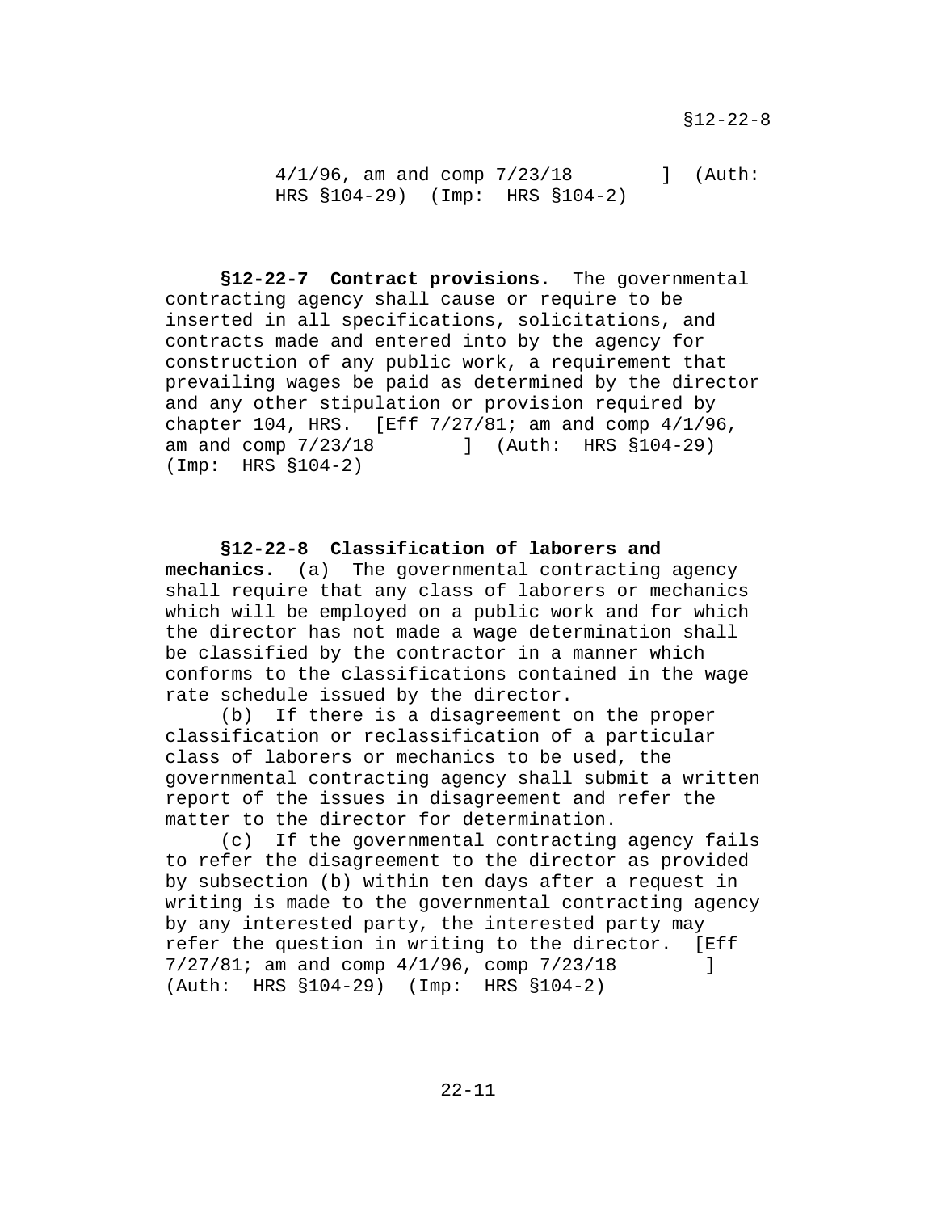4/1/96, am and comp 7/23/18 ] (Auth: HRS §104-29) (Imp: HRS §104-2)

**§12-22-7 Contract provisions.** The governmental contracting agency shall cause or require to be inserted in all specifications, solicitations, and contracts made and entered into by the agency for construction of any public work, a requirement that prevailing wages be paid as determined by the director and any other stipulation or provision required by chapter 104, HRS. [Eff 7/27/81; am and comp 4/1/96, am and comp 7/23/18 ] (Auth: HRS §104-29) (Imp: HRS §104-2)

**§12-22-8 Classification of laborers and mechanics.** (a) The governmental contracting agency shall require that any class of laborers or mechanics which will be employed on a public work and for which the director has not made a wage determination shall be classified by the contractor in a manner which conforms to the classifications contained in the wage rate schedule issued by the director.

(b) If there is a disagreement on the proper classification or reclassification of a particular class of laborers or mechanics to be used, the governmental contracting agency shall submit a written report of the issues in disagreement and refer the matter to the director for determination.

(c) If the governmental contracting agency fails to refer the disagreement to the director as provided by subsection (b) within ten days after a request in writing is made to the governmental contracting agency by any interested party, the interested party may refer the question in writing to the director. [Eff 7/27/81; am and comp 4/1/96, comp 7/23/18 ] (Auth: HRS §104-29) (Imp: HRS §104-2)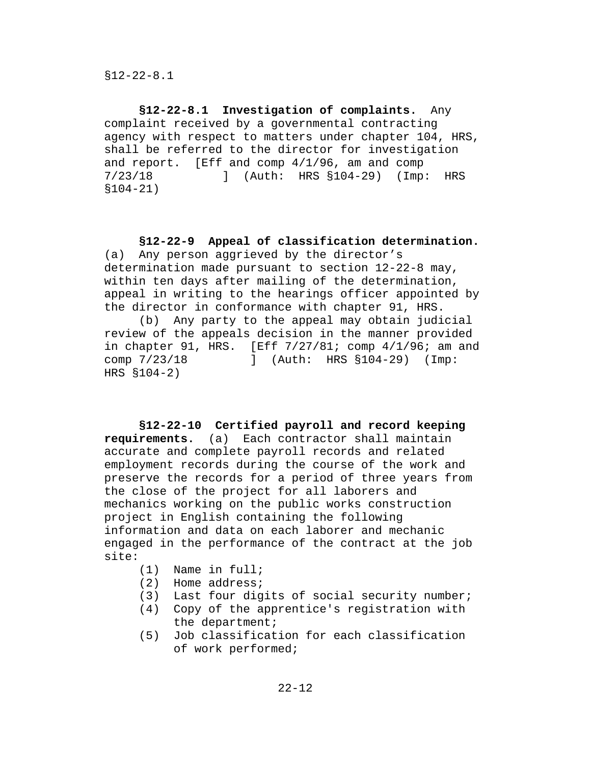**§12-22-8.1 Investigation of complaints.** Any complaint received by a governmental contracting agency with respect to matters under chapter 104, HRS, shall be referred to the director for investigation and report. [Eff and comp 4/1/96, am and comp 7/23/18 ] (Auth: HRS §104-29) (Imp: HRS §104-21)

**§12-22-9 Appeal of classification determination.** (a) Any person aggrieved by the director's determination made pursuant to section 12-22-8 may, within ten days after mailing of the determination, appeal in writing to the hearings officer appointed by the director in conformance with chapter 91, HRS.

(b) Any party to the appeal may obtain judicial review of the appeals decision in the manner provided in chapter 91, HRS. [Eff 7/27/81; comp 4/1/96; am and comp 7/23/18 ] (Auth: HRS §104-29) (Imp: HRS §104-2)

**§12-22-10 Certified payroll and record keeping requirements.** (a) Each contractor shall maintain accurate and complete payroll records and related employment records during the course of the work and preserve the records for a period of three years from the close of the project for all laborers and mechanics working on the public works construction project in English containing the following information and data on each laborer and mechanic engaged in the performance of the contract at the job site:

(1) Name in full;
(2) Home address;
(3) Last four digits of social security number;
(4) Copy of the apprentice's registration with the department;
(5) Job classification for each classification of work performed;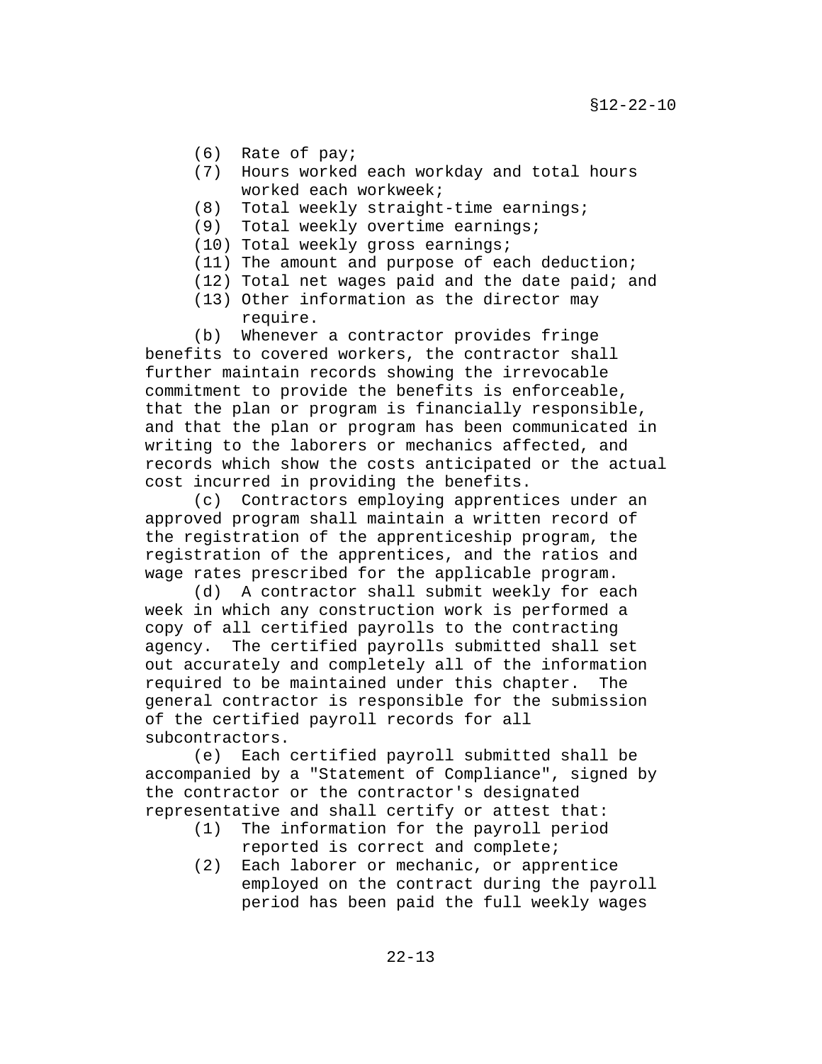(6) Rate of pay;
(7) Hours worked each workday and total hours worked each workweek;
(8) Total weekly straight-time earnings;
(9) Total weekly overtime earnings;
(10) Total weekly gross earnings;
(11) The amount and purpose of each deduction;
(12) Total net wages paid and the date paid; and
(13) Other information as the director may require.

(b) Whenever a contractor provides fringe benefits to covered workers, the contractor shall further maintain records showing the irrevocable commitment to provide the benefits is enforceable, that the plan or program is financially responsible, and that the plan or program has been communicated in writing to the laborers or mechanics affected, and records which show the costs anticipated or the actual cost incurred in providing the benefits.

(c) Contractors employing apprentices under an approved program shall maintain a written record of the registration of the apprenticeship program, the registration of the apprentices, and the ratios and wage rates prescribed for the applicable program.

(d) A contractor shall submit weekly for each week in which any construction work is performed a copy of all certified payrolls to the contracting agency. The certified payrolls submitted shall set out accurately and completely all of the information required to be maintained under this chapter. The general contractor is responsible for the submission of the certified payroll records for all subcontractors.

(e) Each certified payroll submitted shall be accompanied by a "Statement of Compliance", signed by the contractor or the contractor's designated representative and shall certify or attest that:

(1) The information for the payroll period reported is correct and complete;
(2) Each laborer or mechanic, or apprentice employed on the contract during the payroll period has been paid the full weekly wages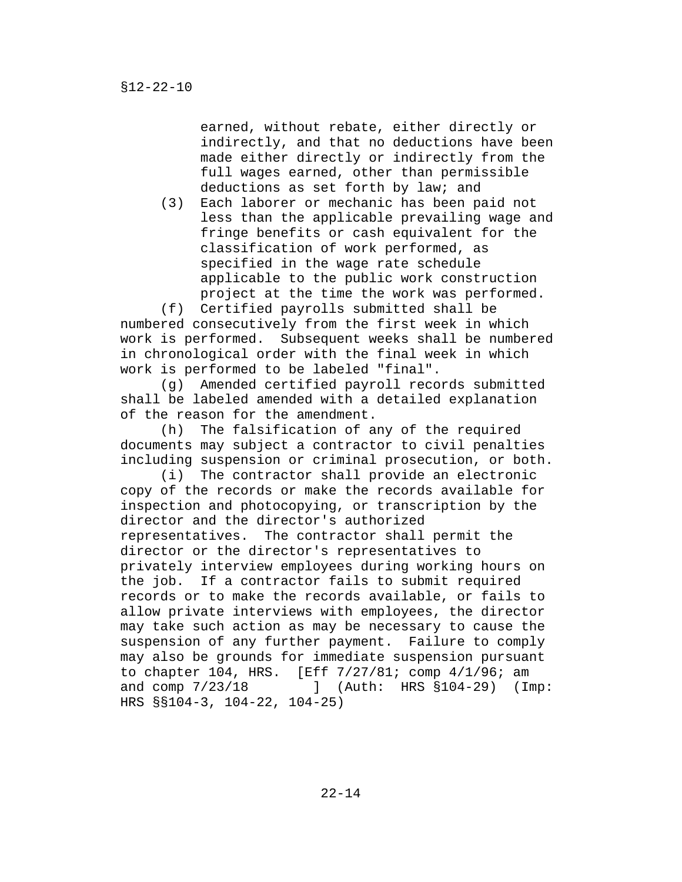earned, without rebate, either directly or indirectly, and that no deductions have been made either directly or indirectly from the full wages earned, other than permissible deductions as set forth by law; and

(3) Each laborer or mechanic has been paid not less than the applicable prevailing wage and fringe benefits or cash equivalent for the classification of work performed, as specified in the wage rate schedule applicable to the public work construction project at the time the work was performed.

(f) Certified payrolls submitted shall be numbered consecutively from the first week in which work is performed. Subsequent weeks shall be numbered in chronological order with the final week in which work is performed to be labeled "final".

(g) Amended certified payroll records submitted shall be labeled amended with a detailed explanation of the reason for the amendment.

(h) The falsification of any of the required documents may subject a contractor to civil penalties including suspension or criminal prosecution, or both.

(i) The contractor shall provide an electronic copy of the records or make the records available for inspection and photocopying, or transcription by the director and the director's authorized representatives. The contractor shall permit the director or the director's representatives to privately interview employees during working hours on the job. If a contractor fails to submit required records or to make the records available, or fails to allow private interviews with employees, the director may take such action as may be necessary to cause the suspension of any further payment. Failure to comply may also be grounds for immediate suspension pursuant to chapter 104, HRS. [Eff 7/27/81; comp 4/1/96; am and comp 7/23/18 ] (Auth: HRS §104-29) (Imp: HRS §§104-3, 104-22, 104-25)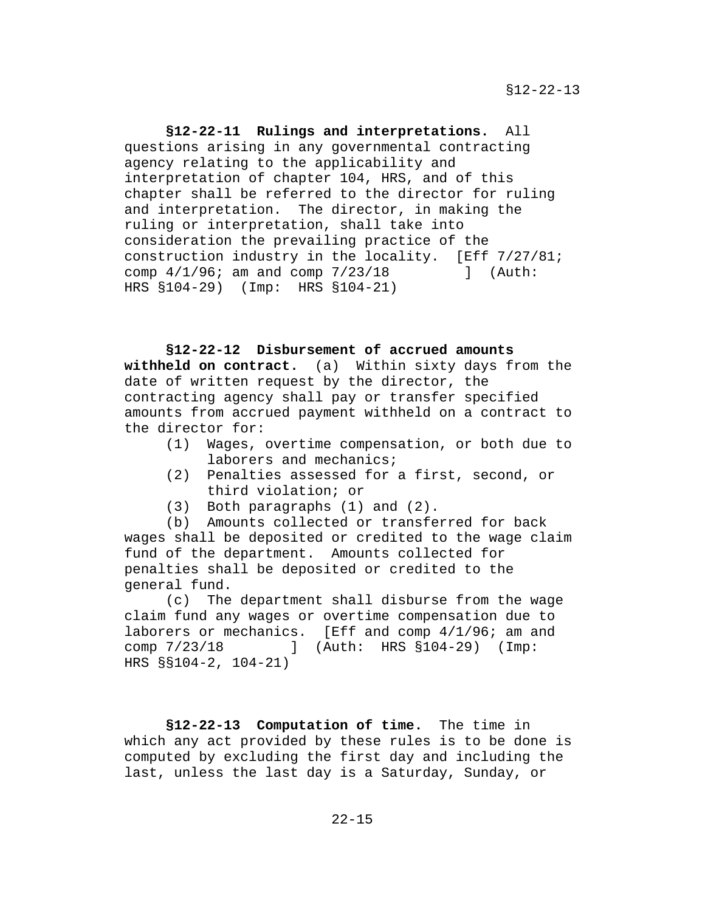**§12-22-11 Rulings and interpretations.** All questions arising in any governmental contracting agency relating to the applicability and interpretation of chapter 104, HRS, and of this chapter shall be referred to the director for ruling and interpretation. The director, in making the ruling or interpretation, shall take into consideration the prevailing practice of the construction industry in the locality. [Eff 7/27/81; comp 4/1/96; am and comp 7/23/18 ] (Auth: HRS §104-29) (Imp: HRS §104-21)

**§12-22-12 Disbursement of accrued amounts withheld on contract.** (a) Within sixty days from the date of written request by the director, the contracting agency shall pay or transfer specified amounts from accrued payment withheld on a contract to the director for:

(1) Wages, overtime compensation, or both due to laborers and mechanics;
(2) Penalties assessed for a first, second, or third violation; or
(3) Both paragraphs (1) and (2).

(b) Amounts collected or transferred for back wages shall be deposited or credited to the wage claim fund of the department. Amounts collected for penalties shall be deposited or credited to the general fund.

(c) The department shall disburse from the wage claim fund any wages or overtime compensation due to laborers or mechanics. [Eff and comp 4/1/96; am and comp 7/23/18 ] (Auth: HRS §104-29) (Imp: HRS §§104-2, 104-21)

**§12-22-13 Computation of time.** The time in which any act provided by these rules is to be done is computed by excluding the first day and including the last, unless the last day is a Saturday, Sunday, or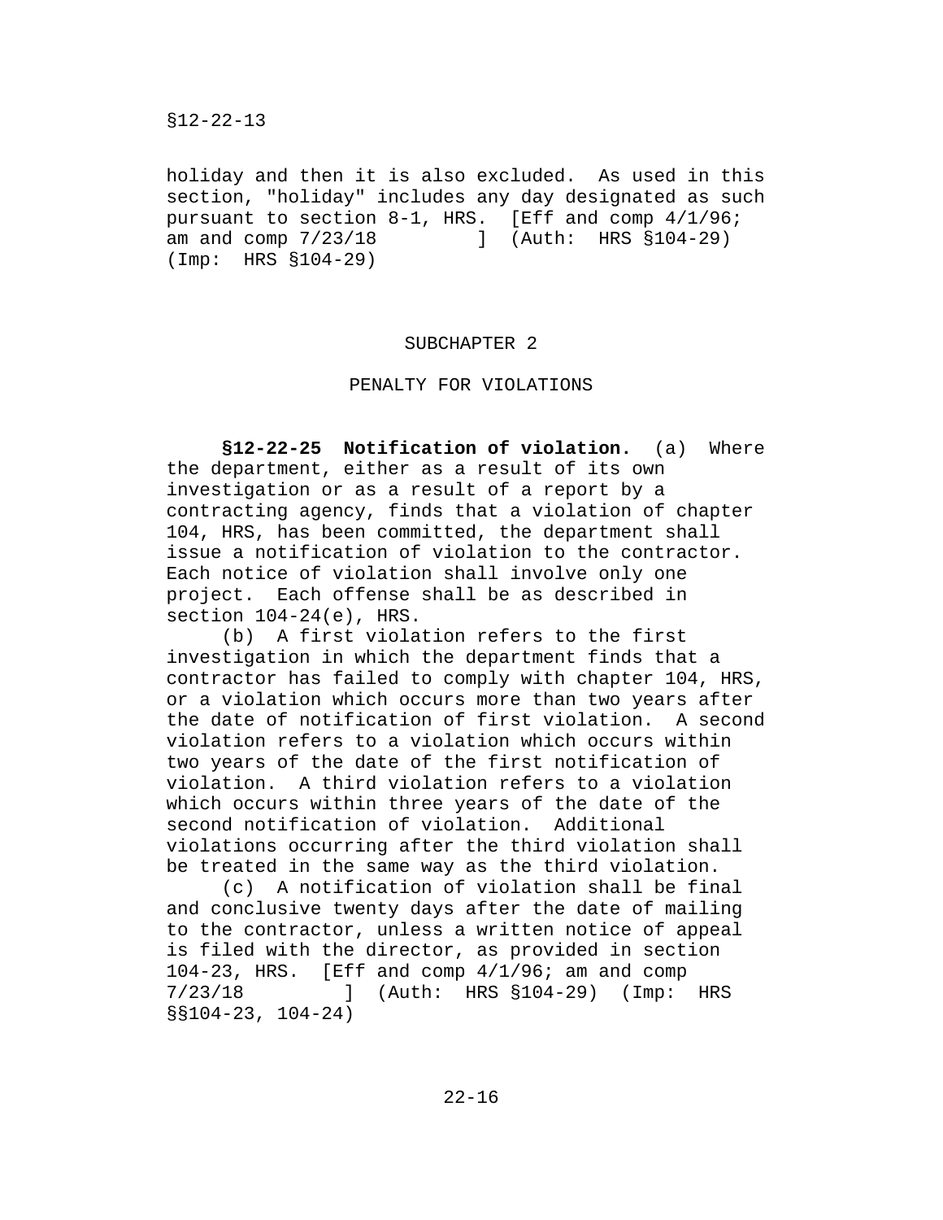holiday and then it is also excluded. As used in this section, "holiday" includes any day designated as such pursuant to section 8-1, HRS. [Eff and comp 4/1/96; am and comp 7/23/18 ] (Auth: HRS §104-29) (Imp: HRS §104-29)

## SUBCHAPTER 2

## PENALTY FOR VIOLATIONS

**§12-22-25 Notification of violation.** (a) Where the department, either as a result of its own investigation or as a result of a report by a contracting agency, finds that a violation of chapter 104, HRS, has been committed, the department shall issue a notification of violation to the contractor. Each notice of violation shall involve only one project. Each offense shall be as described in section 104-24(e), HRS.

(b) A first violation refers to the first investigation in which the department finds that a contractor has failed to comply with chapter 104, HRS, or a violation which occurs more than two years after the date of notification of first violation. A second violation refers to a violation which occurs within two years of the date of the first notification of violation. A third violation refers to a violation which occurs within three years of the date of the second notification of violation. Additional violations occurring after the third violation shall be treated in the same way as the third violation.

(c) A notification of violation shall be final and conclusive twenty days after the date of mailing to the contractor, unless a written notice of appeal is filed with the director, as provided in section 104-23, HRS. [Eff and comp 4/1/96; am and comp 7/23/18 ] (Auth: HRS §104-29) (Imp: HRS §§104-23, 104-24)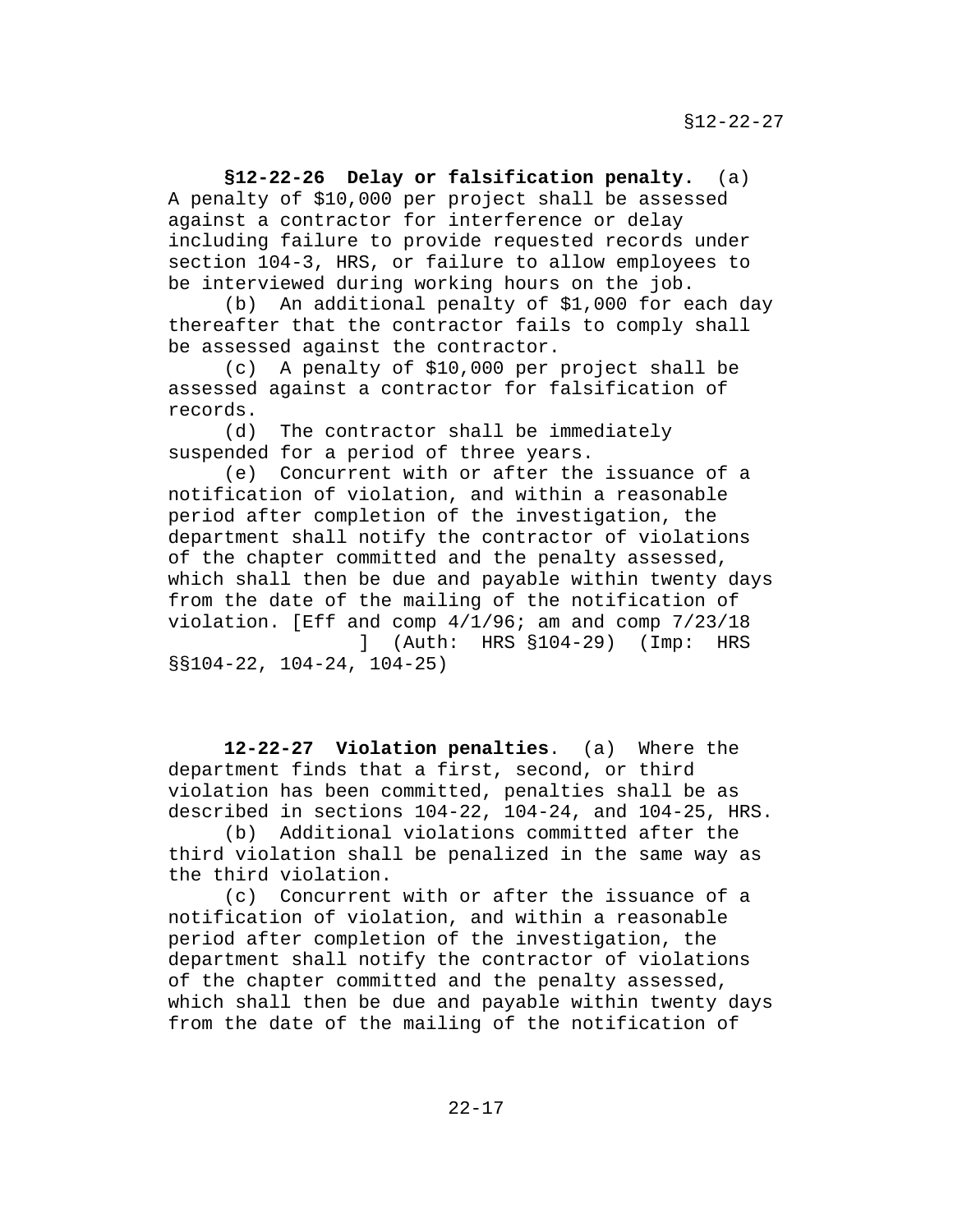**§12-22-26 Delay or falsification penalty.** (a) A penalty of $10,000 per project shall be assessed against a contractor for interference or delay including failure to provide requested records under section 104-3, HRS, or failure to allow employees to be interviewed during working hours on the job.

(b) An additional penalty of $1,000 for each day thereafter that the contractor fails to comply shall be assessed against the contractor.

(c) A penalty of $10,000 per project shall be assessed against a contractor for falsification of records.

(d) The contractor shall be immediately suspended for a period of three years.

(e) Concurrent with or after the issuance of a notification of violation, and within a reasonable period after completion of the investigation, the department shall notify the contractor of violations of the chapter committed and the penalty assessed, which shall then be due and payable within twenty days from the date of the mailing of the notification of violation. [Eff and comp 4/1/96; am and comp 7/23/18 ] (Auth: HRS §104-29) (Imp: HRS §§104-22, 104-24, 104-25)

**12-22-27 Violation penalties**. (a) Where the department finds that a first, second, or third violation has been committed, penalties shall be as described in sections 104-22, 104-24, and 104-25, HRS.

(b) Additional violations committed after the third violation shall be penalized in the same way as the third violation.

(c) Concurrent with or after the issuance of a notification of violation, and within a reasonable period after completion of the investigation, the department shall notify the contractor of violations of the chapter committed and the penalty assessed, which shall then be due and payable within twenty days from the date of the mailing of the notification of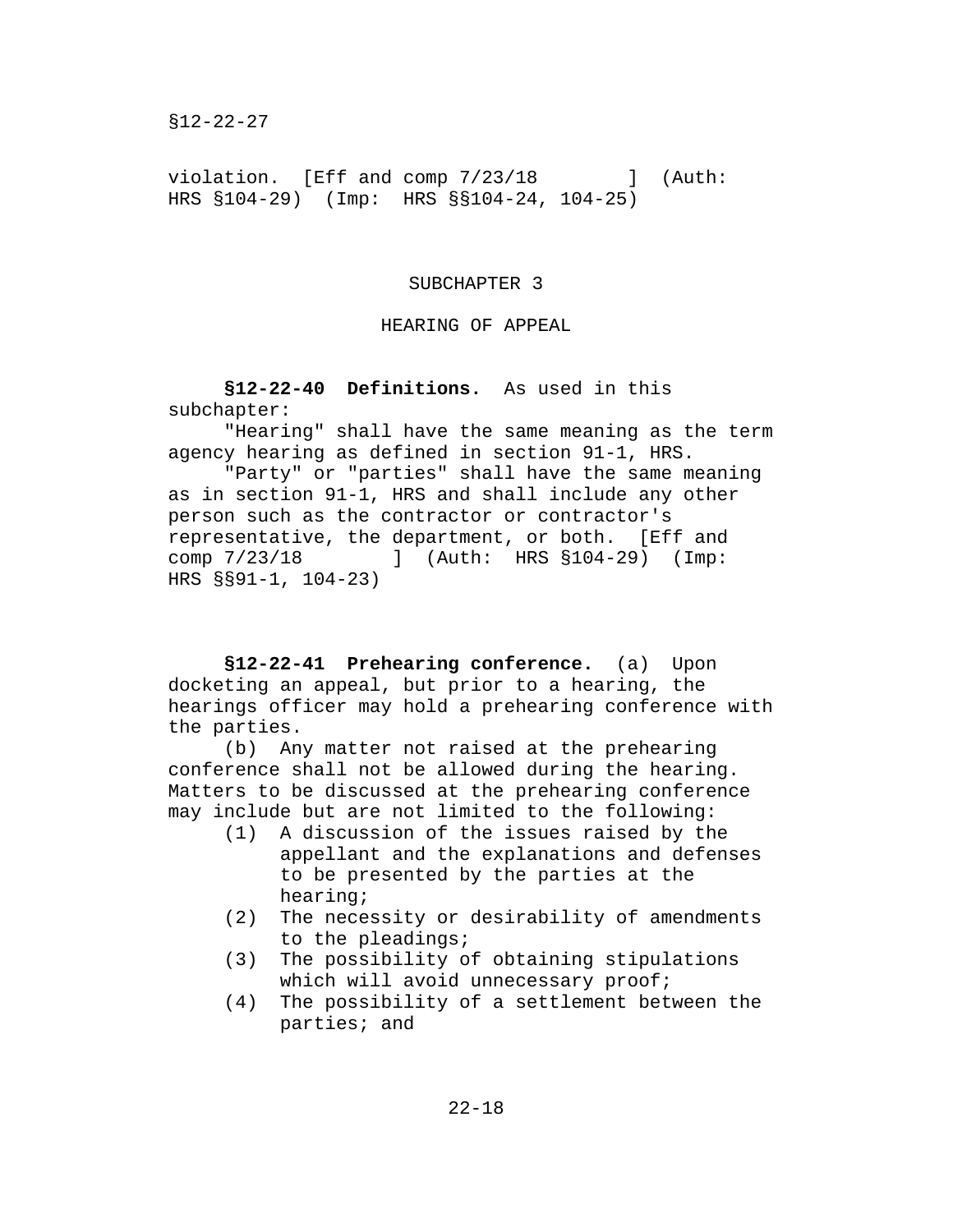violation. [Eff and comp 7/23/18 ] (Auth: HRS §104-29) (Imp: HRS §§104-24, 104-25)

## SUBCHAPTER 3

## HEARING OF APPEAL

**§12-22-40 Definitions.** As used in this subchapter:

"Hearing" shall have the same meaning as the term agency hearing as defined in section 91-1, HRS.

"Party" or "parties" shall have the same meaning as in section 91-1, HRS and shall include any other person such as the contractor or contractor's representative, the department, or both. [Eff and comp 7/23/18 ] (Auth: HRS §104-29) (Imp: HRS §§91-1, 104-23)

**§12-22-41 Prehearing conference.** (a) Upon docketing an appeal, but prior to a hearing, the hearings officer may hold a prehearing conference with the parties.

(b) Any matter not raised at the prehearing conference shall not be allowed during the hearing. Matters to be discussed at the prehearing conference may include but are not limited to the following:

(1) A discussion of the issues raised by the appellant and the explanations and defenses to be presented by the parties at the hearing;
(2) The necessity or desirability of amendments to the pleadings;
(3) The possibility of obtaining stipulations which will avoid unnecessary proof;
(4) The possibility of a settlement between the parties; and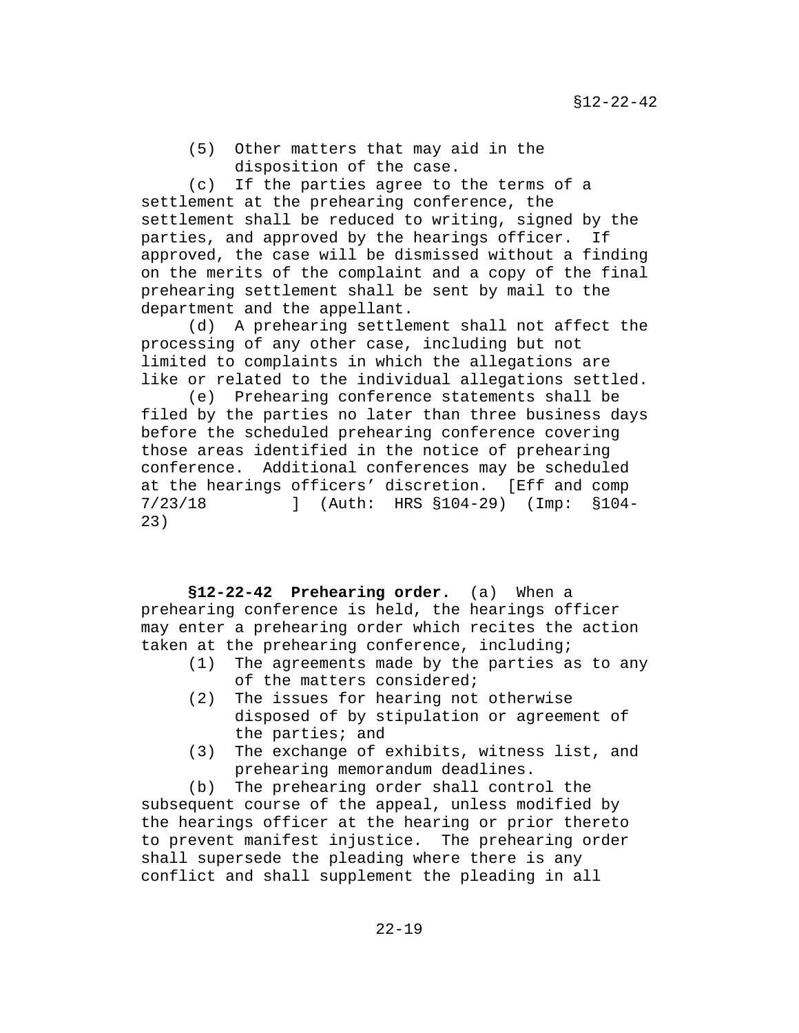(5) Other matters that may aid in the disposition of the case.

(c) If the parties agree to the terms of a settlement at the prehearing conference, the settlement shall be reduced to writing, signed by the parties, and approved by the hearings officer. If approved, the case will be dismissed without a finding on the merits of the complaint and a copy of the final prehearing settlement shall be sent by mail to the department and the appellant.

(d) A prehearing settlement shall not affect the processing of any other case, including but not limited to complaints in which the allegations are like or related to the individual allegations settled.

(e) Prehearing conference statements shall be filed by the parties no later than three business days before the scheduled prehearing conference covering those areas identified in the notice of prehearing conference. Additional conferences may be scheduled at the hearings officers' discretion. [Eff and comp 7/23/18 ] (Auth: HRS §104-29) (Imp: §104-23)

**§12-22-42 Prehearing order.** (a) When a prehearing conference is held, the hearings officer may enter a prehearing order which recites the action taken at the prehearing conference, including;

(1) The agreements made by the parties as to any of the matters considered;
(2) The issues for hearing not otherwise disposed of by stipulation or agreement of the parties; and
(3) The exchange of exhibits, witness list, and prehearing memorandum deadlines.

(b) The prehearing order shall control the subsequent course of the appeal, unless modified by the hearings officer at the hearing or prior thereto to prevent manifest injustice. The prehearing order shall supersede the pleading where there is any conflict and shall supplement the pleading in all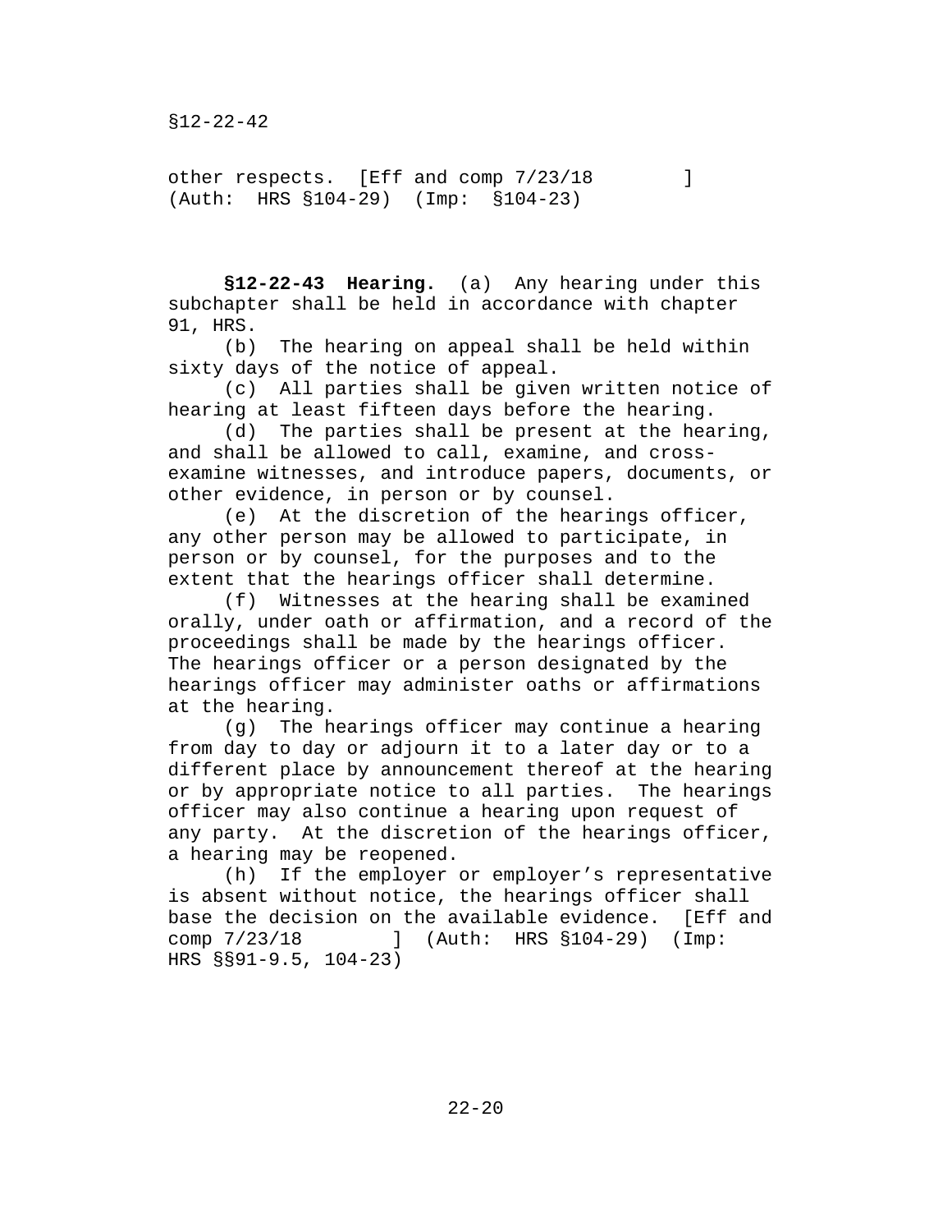other respects. [Eff and comp 7/23/18 ] (Auth: HRS §104-29) (Imp: §104-23)

**§12-22-43 Hearing.** (a) Any hearing under this subchapter shall be held in accordance with chapter 91, HRS.

(b) The hearing on appeal shall be held within sixty days of the notice of appeal.

(c) All parties shall be given written notice of hearing at least fifteen days before the hearing.

(d) The parties shall be present at the hearing, and shall be allowed to call, examine, and cross-examine witnesses, and introduce papers, documents, or other evidence, in person or by counsel.

(e) At the discretion of the hearings officer, any other person may be allowed to participate, in person or by counsel, for the purposes and to the extent that the hearings officer shall determine.

(f) Witnesses at the hearing shall be examined orally, under oath or affirmation, and a record of the proceedings shall be made by the hearings officer. The hearings officer or a person designated by the hearings officer may administer oaths or affirmations at the hearing.

(g) The hearings officer may continue a hearing from day to day or adjourn it to a later day or to a different place by announcement thereof at the hearing or by appropriate notice to all parties. The hearings officer may also continue a hearing upon request of any party. At the discretion of the hearings officer, a hearing may be reopened.

(h) If the employer or employer's representative is absent without notice, the hearings officer shall base the decision on the available evidence. [Eff and comp 7/23/18 ] (Auth: HRS §104-29) (Imp: HRS §§91-9.5, 104-23)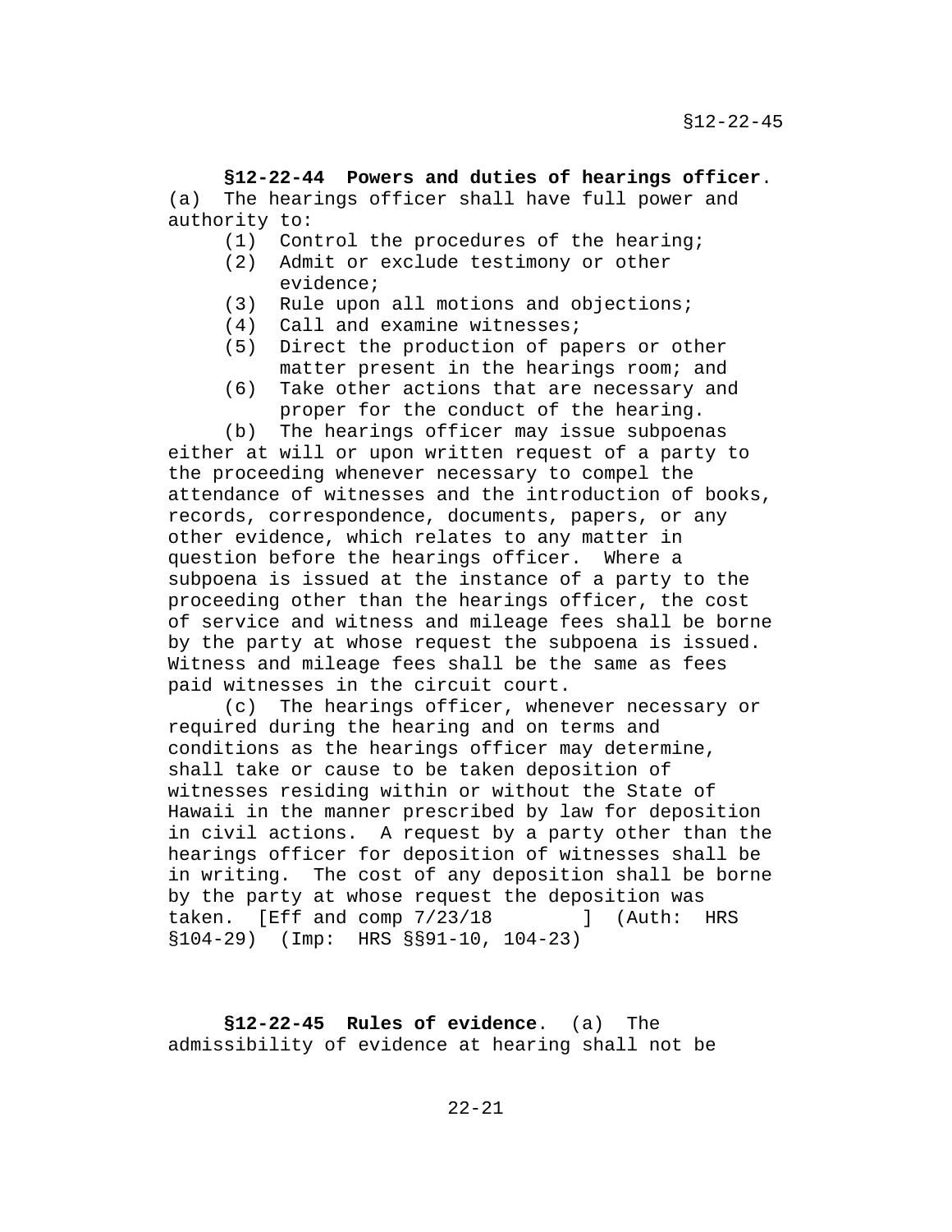**§12-22-44 Powers and duties of hearings officer.** (a) The hearings officer shall have full power and authority to:

(1) Control the procedures of the hearing;
(2) Admit or exclude testimony or other evidence;
(3) Rule upon all motions and objections;
(4) Call and examine witnesses;
(5) Direct the production of papers or other matter present in the hearings room; and
(6) Take other actions that are necessary and proper for the conduct of the hearing.

(b) The hearings officer may issue subpoenas either at will or upon written request of a party to the proceeding whenever necessary to compel the attendance of witnesses and the introduction of books, records, correspondence, documents, papers, or any other evidence, which relates to any matter in question before the hearings officer. Where a subpoena is issued at the instance of a party to the proceeding other than the hearings officer, the cost of service and witness and mileage fees shall be borne by the party at whose request the subpoena is issued. Witness and mileage fees shall be the same as fees paid witnesses in the circuit court.

(c) The hearings officer, whenever necessary or required during the hearing and on terms and conditions as the hearings officer may determine, shall take or cause to be taken deposition of witnesses residing within or without the State of Hawaii in the manner prescribed by law for deposition in civil actions. A request by a party other than the hearings officer for deposition of witnesses shall be in writing. The cost of any deposition shall be borne by the party at whose request the deposition was taken. [Eff and comp 7/23/18 ] (Auth: HRS §104-29) (Imp: HRS §§91-10, 104-23)

**§12-22-45 Rules of evidence.** (a) The admissibility of evidence at hearing shall not be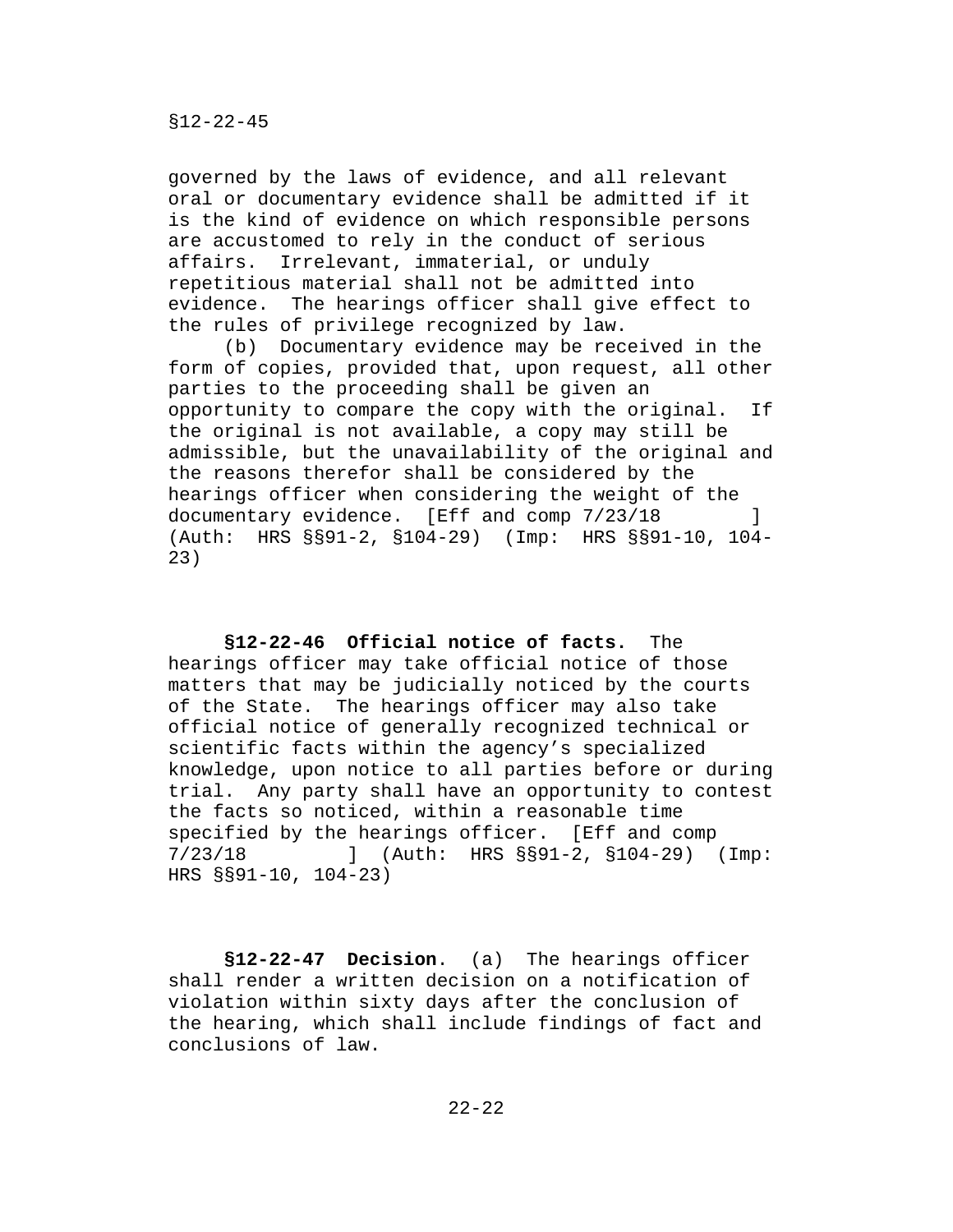governed by the laws of evidence, and all relevant oral or documentary evidence shall be admitted if it is the kind of evidence on which responsible persons are accustomed to rely in the conduct of serious affairs. Irrelevant, immaterial, or unduly repetitious material shall not be admitted into evidence. The hearings officer shall give effect to the rules of privilege recognized by law.

(b) Documentary evidence may be received in the form of copies, provided that, upon request, all other parties to the proceeding shall be given an opportunity to compare the copy with the original. If the original is not available, a copy may still be admissible, but the unavailability of the original and the reasons therefor shall be considered by the hearings officer when considering the weight of the documentary evidence. [Eff and comp 7/23/18 ] (Auth: HRS §§91-2, §104-29) (Imp: HRS §§91-10, 104-23)

**§12-22-46 Official notice of facts.** The hearings officer may take official notice of those matters that may be judicially noticed by the courts of the State. The hearings officer may also take official notice of generally recognized technical or scientific facts within the agency's specialized knowledge, upon notice to all parties before or during trial. Any party shall have an opportunity to contest the facts so noticed, within a reasonable time specified by the hearings officer. [Eff and comp 7/23/18 ] (Auth: HRS §§91-2, §104-29) (Imp: HRS §§91-10, 104-23)

**§12-22-47 Decision**. (a) The hearings officer shall render a written decision on a notification of violation within sixty days after the conclusion of the hearing, which shall include findings of fact and conclusions of law.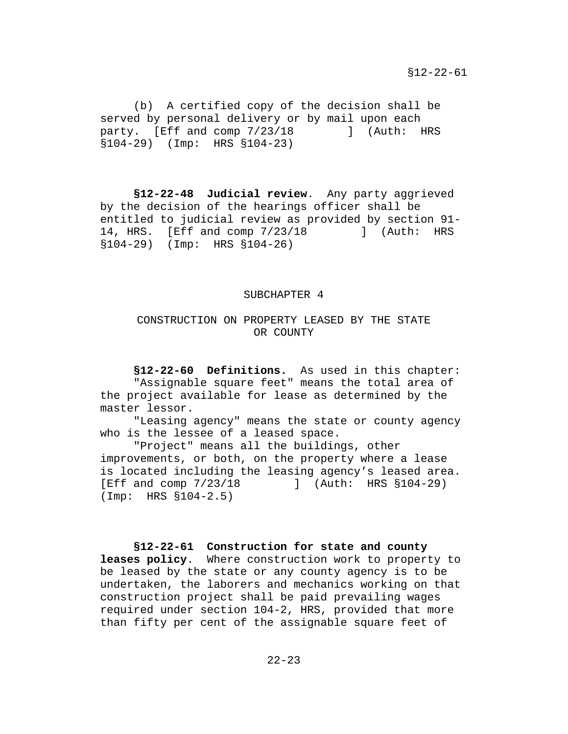(b) A certified copy of the decision shall be served by personal delivery or by mail upon each party. [Eff and comp 7/23/18 ] (Auth: HRS §104-29) (Imp: HRS §104-23)

**§12-22-48 Judicial review**. Any party aggrieved by the decision of the hearings officer shall be entitled to judicial review as provided by section 91-14, HRS. [Eff and comp 7/23/18 ] (Auth: HRS §104-29) (Imp: HRS §104-26)

## SUBCHAPTER 4

## CONSTRUCTION ON PROPERTY LEASED BY THE STATE OR COUNTY

**§12-22-60 Definitions.** As used in this chapter:

"Assignable square feet" means the total area of the project available for lease as determined by the master lessor.

"Leasing agency" means the state or county agency who is the lessee of a leased space.

"Project" means all the buildings, other improvements, or both, on the property where a lease is located including the leasing agency's leased area. [Eff and comp 7/23/18 ] (Auth: HRS §104-29) (Imp: HRS §104-2.5)

**§12-22-61 Construction for state and county leases policy**. Where construction work to property to be leased by the state or any county agency is to be undertaken, the laborers and mechanics working on that construction project shall be paid prevailing wages required under section 104-2, HRS, provided that more than fifty per cent of the assignable square feet of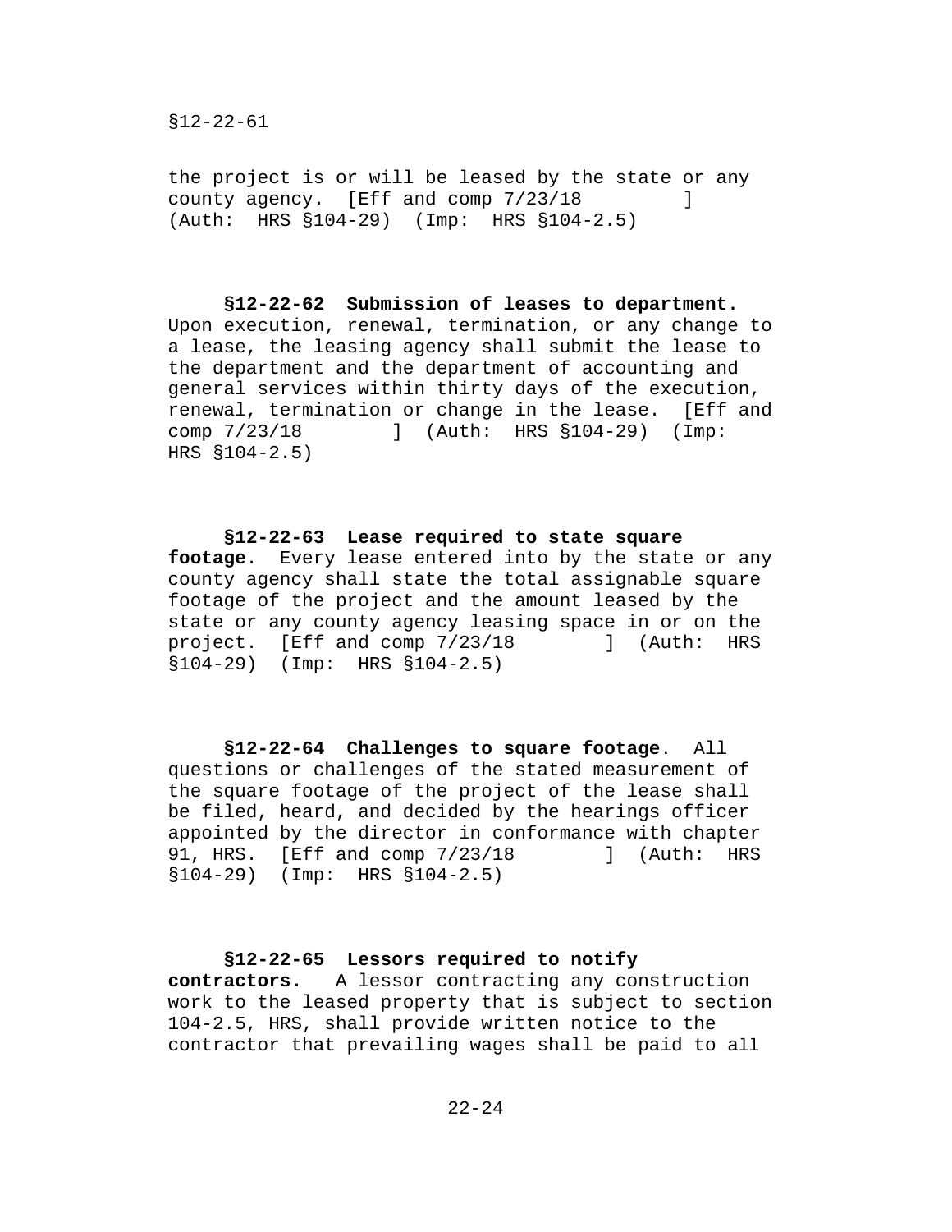the project is or will be leased by the state or any county agency. [Eff and comp 7/23/18 ] (Auth: HRS §104-29) (Imp: HRS §104-2.5)

**§12-22-62 Submission of leases to department.** Upon execution, renewal, termination, or any change to a lease, the leasing agency shall submit the lease to the department and the department of accounting and general services within thirty days of the execution, renewal, termination or change in the lease. [Eff and comp 7/23/18 ] (Auth: HRS §104-29) (Imp: HRS §104-2.5)

**§12-22-63 Lease required to state square footage**. Every lease entered into by the state or any county agency shall state the total assignable square footage of the project and the amount leased by the state or any county agency leasing space in or on the project. [Eff and comp 7/23/18 ] (Auth: HRS §104-29) (Imp: HRS §104-2.5)

**§12-22-64 Challenges to square footage**. All questions or challenges of the stated measurement of the square footage of the project of the lease shall be filed, heard, and decided by the hearings officer appointed by the director in conformance with chapter 91, HRS. [Eff and comp 7/23/18 ] (Auth: HRS §104-29) (Imp: HRS §104-2.5)

**§12-22-65 Lessors required to notify contractors.** A lessor contracting any construction work to the leased property that is subject to section 104-2.5, HRS, shall provide written notice to the contractor that prevailing wages shall be paid to all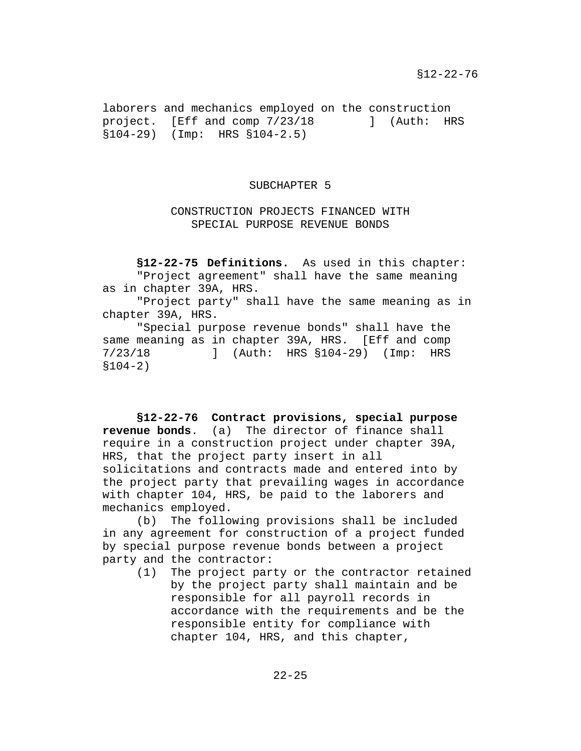laborers and mechanics employed on the construction project. [Eff and comp 7/23/18 ] (Auth: HRS §104-29) (Imp: HRS §104-2.5)

## SUBCHAPTER 5

### CONSTRUCTION PROJECTS FINANCED WITH SPECIAL PURPOSE REVENUE BONDS

**§12-22-75 Definitions.** As used in this chapter:

"Project agreement" shall have the same meaning as in chapter 39A, HRS.

"Project party" shall have the same meaning as in chapter 39A, HRS.

"Special purpose revenue bonds" shall have the same meaning as in chapter 39A, HRS. [Eff and comp 7/23/18 ] (Auth: HRS §104-29) (Imp: HRS §104-2)

**§12-22-76 Contract provisions, special purpose revenue bonds**. (a) The director of finance shall require in a construction project under chapter 39A, HRS, that the project party insert in all solicitations and contracts made and entered into by the project party that prevailing wages in accordance with chapter 104, HRS, be paid to the laborers and mechanics employed.

(b) The following provisions shall be included in any agreement for construction of a project funded by special purpose revenue bonds between a project party and the contractor:

(1) The project party or the contractor retained by the project party shall maintain and be responsible for all payroll records in accordance with the requirements and be the responsible entity for compliance with chapter 104, HRS, and this chapter,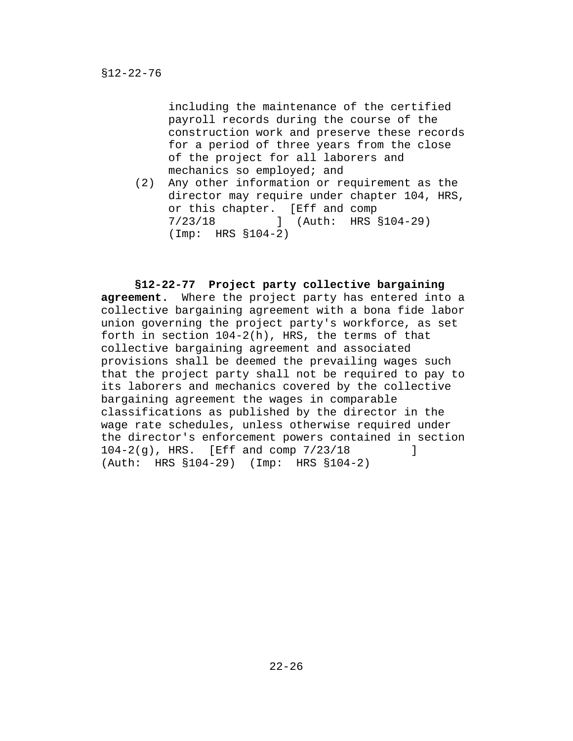including the maintenance of the certified payroll records during the course of the construction work and preserve these records for a period of three years from the close of the project for all laborers and mechanics so employed; and

(2) Any other information or requirement as the director may require under chapter 104, HRS, or this chapter. [Eff and comp 7/23/18 ] (Auth: HRS §104-29) (Imp: HRS §104-2)

**§12-22-77 Project party collective bargaining agreement.** Where the project party has entered into a collective bargaining agreement with a bona fide labor union governing the project party's workforce, as set forth in section 104-2(h), HRS, the terms of that collective bargaining agreement and associated provisions shall be deemed the prevailing wages such that the project party shall not be required to pay to its laborers and mechanics covered by the collective bargaining agreement the wages in comparable classifications as published by the director in the wage rate schedules, unless otherwise required under the director's enforcement powers contained in section 104-2(g), HRS. [Eff and comp 7/23/18 ] (Auth: HRS §104-29) (Imp: HRS §104-2)